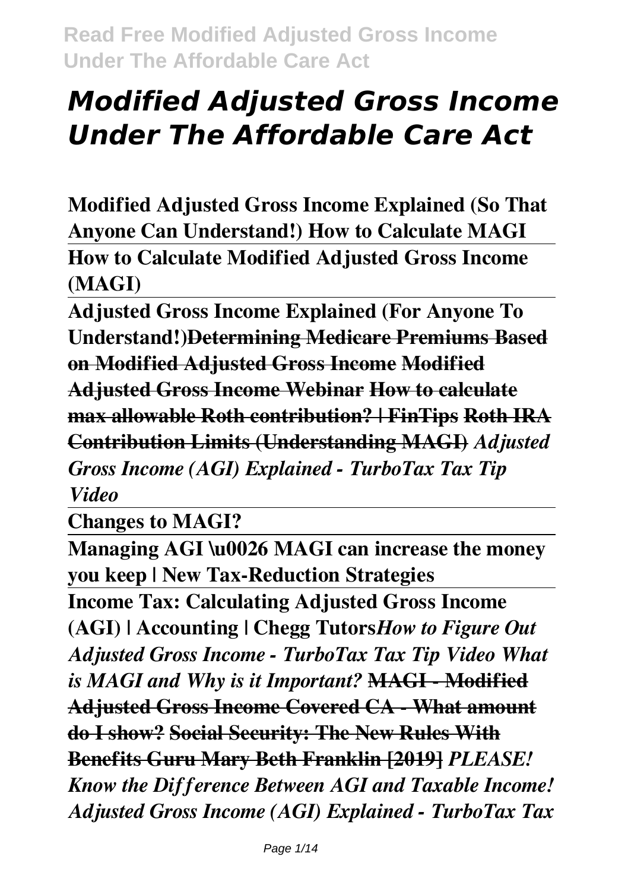# *Modified Adjusted Gross Income Under The Affordable Care Act*

**Modified Adjusted Gross Income Explained (So That Anyone Can Understand!) How to Calculate MAGI**

**How to Calculate Modified Adjusted Gross Income (MAGI)**

**Adjusted Gross Income Explained (For Anyone To Understand!)~~Determining Medicare Premiums Based on Modified Adjusted Gross Income~~ ~~Modified Adjusted Gross Income Webinar~~ ~~How to calculate max allowable Roth contribution? | FinTips~~ ~~Roth IRA Contribution Limits (Understanding MAGI)~~** ***Adjusted Gross Income (AGI) Explained - TurboTax Tax Tip Video***

**Changes to MAGI?**

**Managing AGI \u0026 MAGI can increase the money you keep | New Tax-Reduction Strategies**

**Income Tax: Calculating Adjusted Gross Income (AGI) | Accounting | Chegg Tutors***How to Figure Out Adjusted Gross Income - TurboTax Tax Tip Video What is MAGI and Why is it Important?* **~~MAGI - Modified Adjusted Gross Income Covered CA - What amount do I show?~~ ~~Social Security: The New Rules With Benefits Guru Mary Beth Franklin [2019]~~** ***PLEASE! Know the Difference Between AGI and Taxable Income! Adjusted Gross Income (AGI) Explained - TurboTax Tax***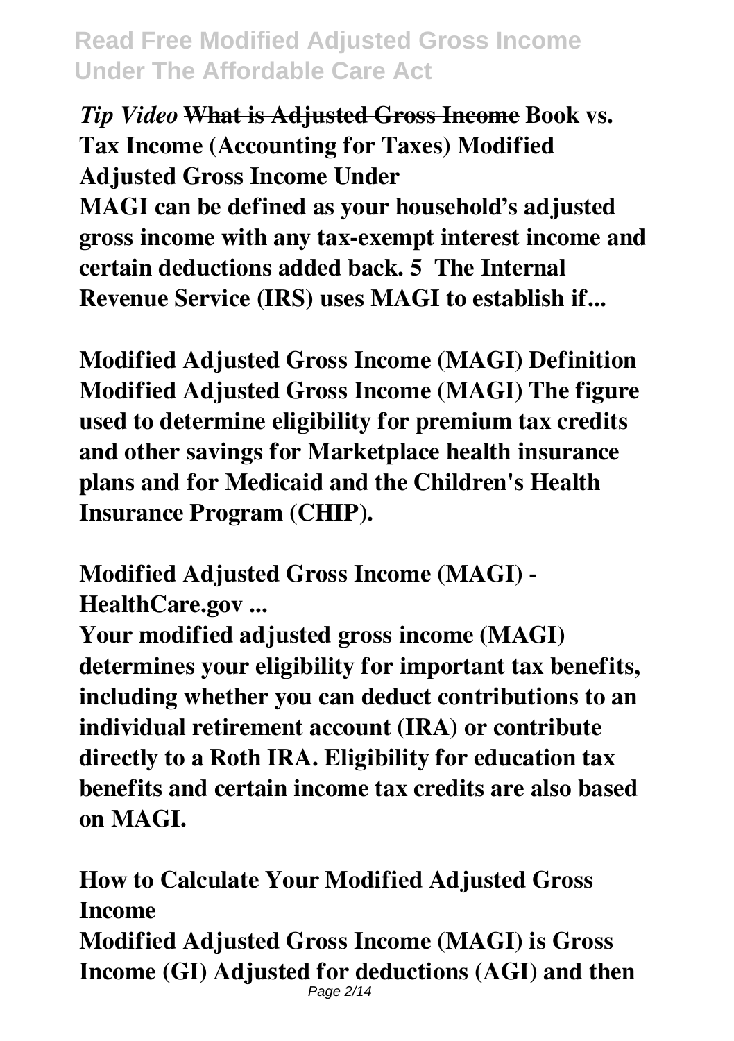*Tip Video* ~~**What is Adjusted Gross Income**~~ **Book vs. Tax Income (Accounting for Taxes) Modified Adjusted Gross Income Under**

**MAGI can be defined as your household's adjusted gross income with any tax-exempt interest income and certain deductions added back. 5  The Internal Revenue Service (IRS) uses MAGI to establish if...**

**Modified Adjusted Gross Income (MAGI) Definition**
**Modified Adjusted Gross Income (MAGI) The figure used to determine eligibility for premium tax credits and other savings for Marketplace health insurance plans and for Medicaid and the Children's Health Insurance Program (CHIP).**

**Modified Adjusted Gross Income (MAGI) - HealthCare.gov ...**

**Your modified adjusted gross income (MAGI) determines your eligibility for important tax benefits, including whether you can deduct contributions to an individual retirement account (IRA) or contribute directly to a Roth IRA. Eligibility for education tax benefits and certain income tax credits are also based on MAGI.**

**How to Calculate Your Modified Adjusted Gross Income**

**Modified Adjusted Gross Income (MAGI) is Gross Income (GI) Adjusted for deductions (AGI) and then**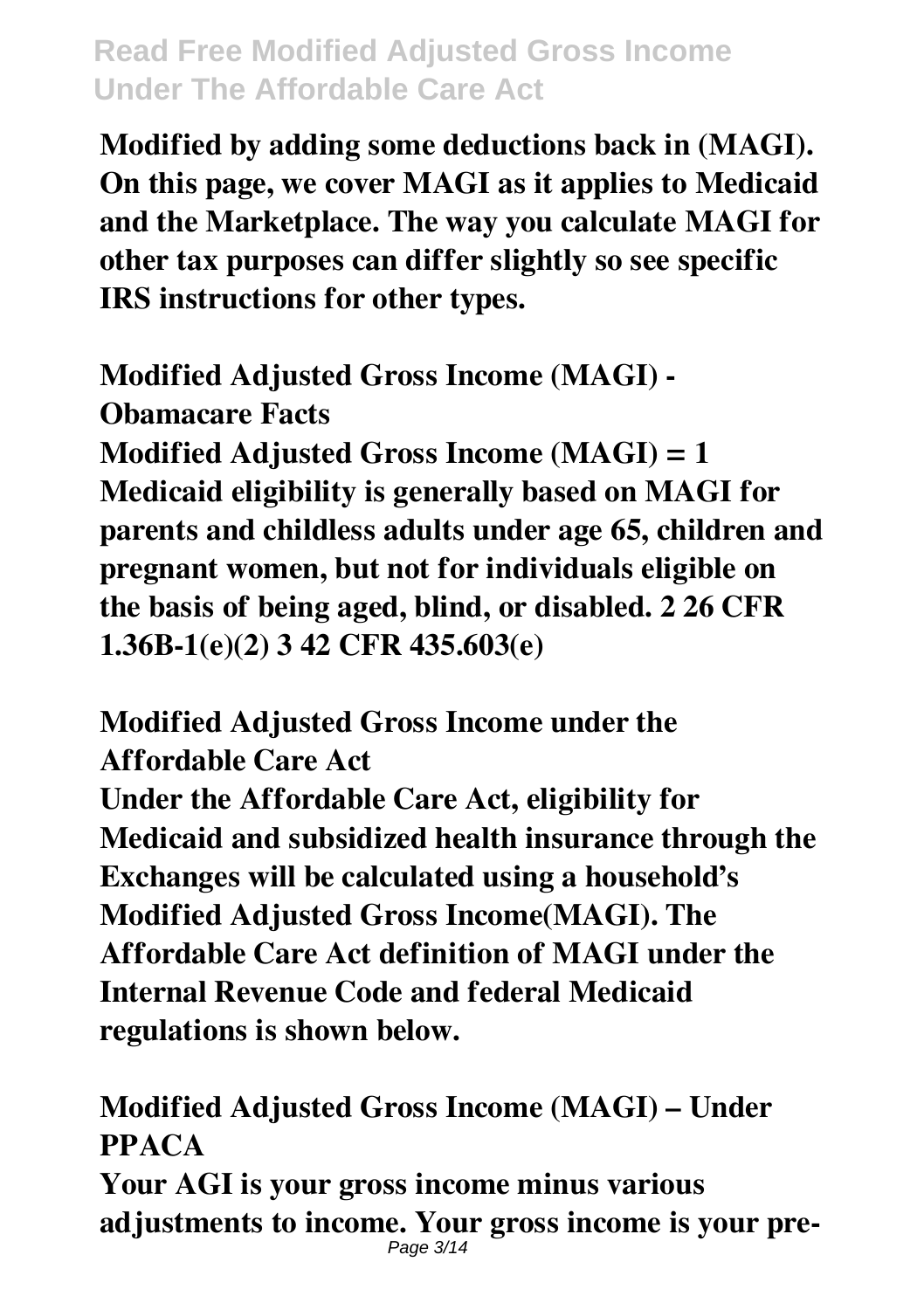**Modified by adding some deductions back in (MAGI). On this page, we cover MAGI as it applies to Medicaid and the Marketplace. The way you calculate MAGI for other tax purposes can differ slightly so see specific IRS instructions for other types.**

**Modified Adjusted Gross Income (MAGI) - Obamacare Facts**

**Modified Adjusted Gross Income (MAGI) = 1 Medicaid eligibility is generally based on MAGI for parents and childless adults under age 65, children and pregnant women, but not for individuals eligible on the basis of being aged, blind, or disabled. 2 26 CFR 1.36B-1(e)(2) 3 42 CFR 435.603(e)**

**Modified Adjusted Gross Income under the Affordable Care Act**

**Under the Affordable Care Act, eligibility for Medicaid and subsidized health insurance through the Exchanges will be calculated using a household's Modified Adjusted Gross Income(MAGI). The Affordable Care Act definition of MAGI under the Internal Revenue Code and federal Medicaid regulations is shown below.**

**Modified Adjusted Gross Income (MAGI) – Under PPACA**

**Your AGI is your gross income minus various adjustments to income. Your gross income is your pre-**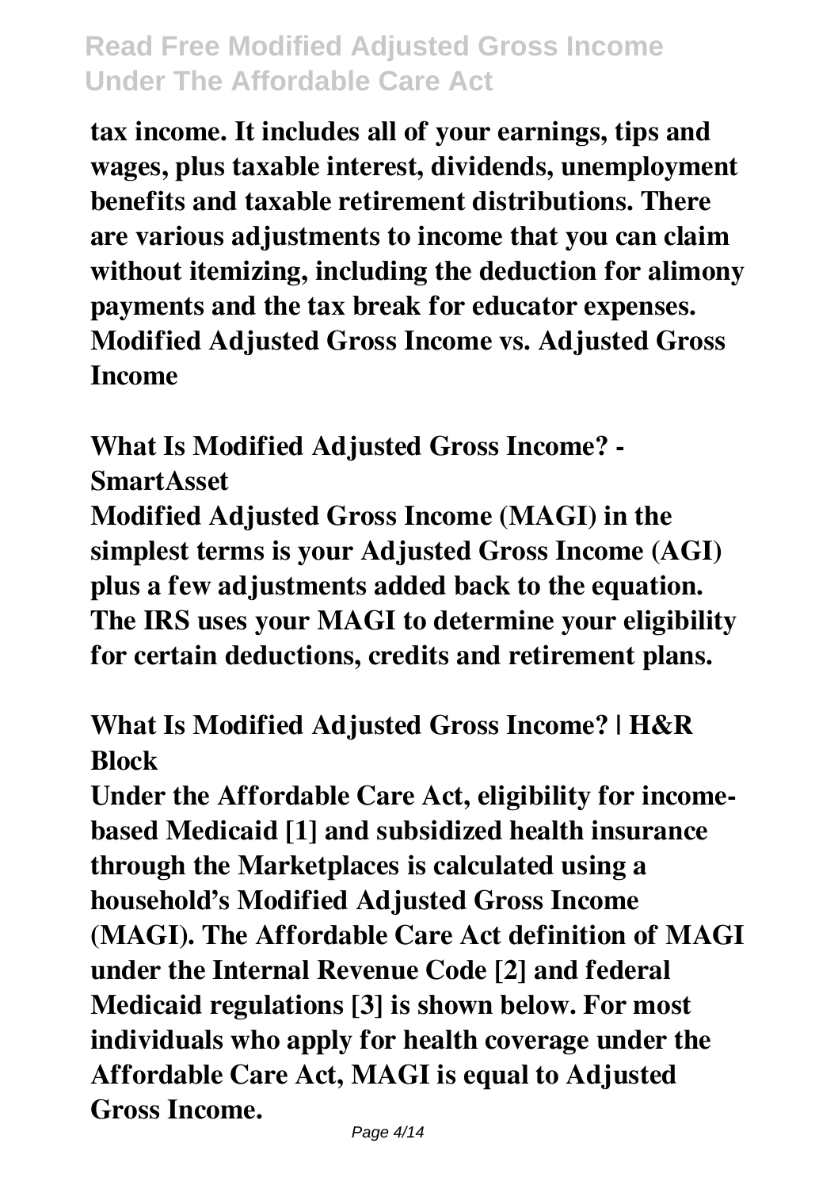**tax income. It includes all of your earnings, tips and wages, plus taxable interest, dividends, unemployment benefits and taxable retirement distributions. There are various adjustments to income that you can claim without itemizing, including the deduction for alimony payments and the tax break for educator expenses. Modified Adjusted Gross Income vs. Adjusted Gross Income**

**What Is Modified Adjusted Gross Income? - SmartAsset**

**Modified Adjusted Gross Income (MAGI) in the simplest terms is your Adjusted Gross Income (AGI) plus a few adjustments added back to the equation. The IRS uses your MAGI to determine your eligibility for certain deductions, credits and retirement plans.**

**What Is Modified Adjusted Gross Income? | H&R Block**

**Under the Affordable Care Act, eligibility for income-based Medicaid [1] and subsidized health insurance through the Marketplaces is calculated using a household's Modified Adjusted Gross Income (MAGI). The Affordable Care Act definition of MAGI under the Internal Revenue Code [2] and federal Medicaid regulations [3] is shown below. For most individuals who apply for health coverage under the Affordable Care Act, MAGI is equal to Adjusted Gross Income.**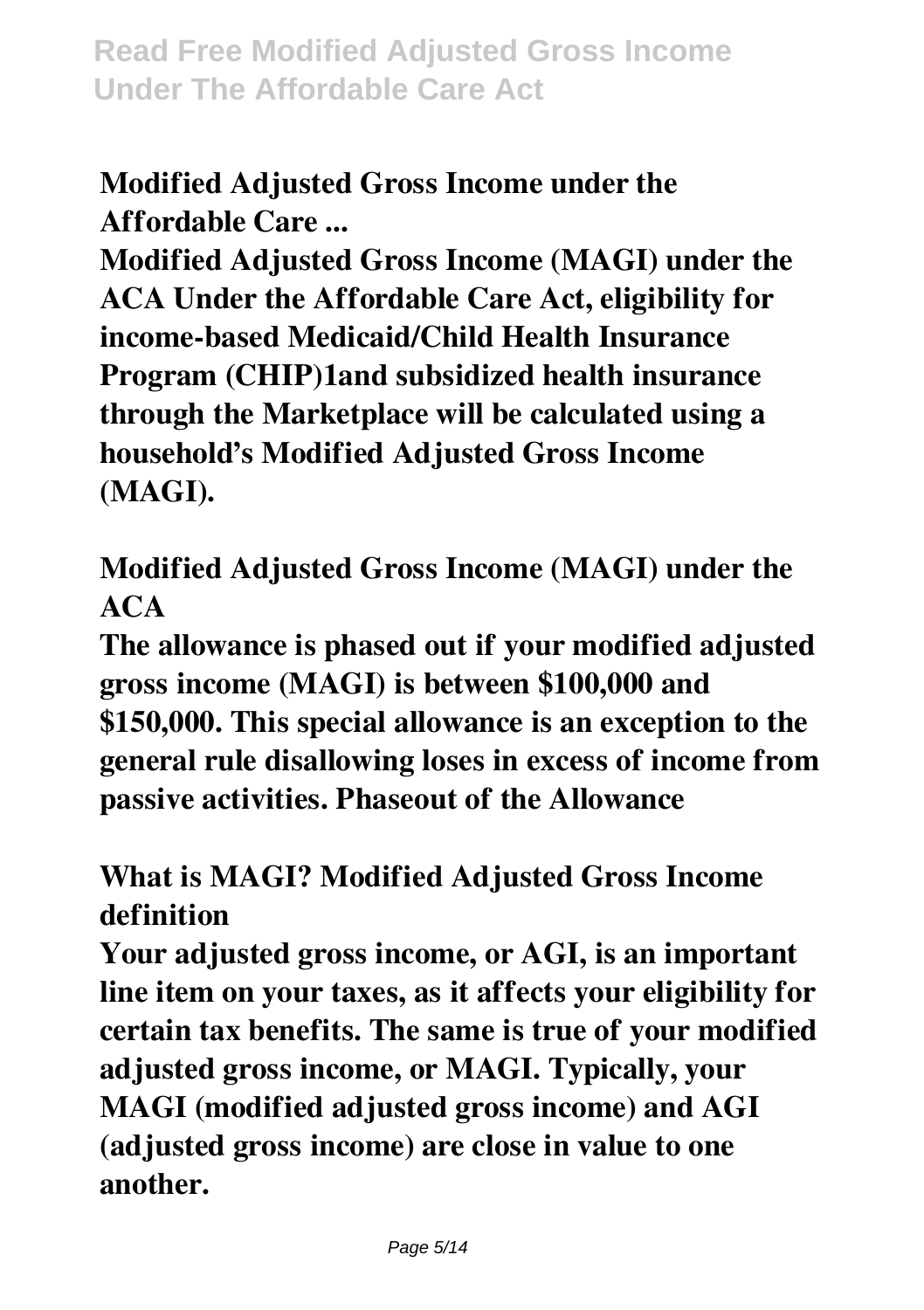**Modified Adjusted Gross Income under the Affordable Care ...**

**Modified Adjusted Gross Income (MAGI) under the ACA Under the Affordable Care Act, eligibility for income-based Medicaid/Child Health Insurance Program (CHIP)1and subsidized health insurance through the Marketplace will be calculated using a household's Modified Adjusted Gross Income (MAGI).**

**Modified Adjusted Gross Income (MAGI) under the ACA**

**The allowance is phased out if your modified adjusted gross income (MAGI) is between $100,000 and $150,000. This special allowance is an exception to the general rule disallowing loses in excess of income from passive activities. Phaseout of the Allowance**

**What is MAGI? Modified Adjusted Gross Income definition**

**Your adjusted gross income, or AGI, is an important line item on your taxes, as it affects your eligibility for certain tax benefits. The same is true of your modified adjusted gross income, or MAGI. Typically, your MAGI (modified adjusted gross income) and AGI (adjusted gross income) are close in value to one another.**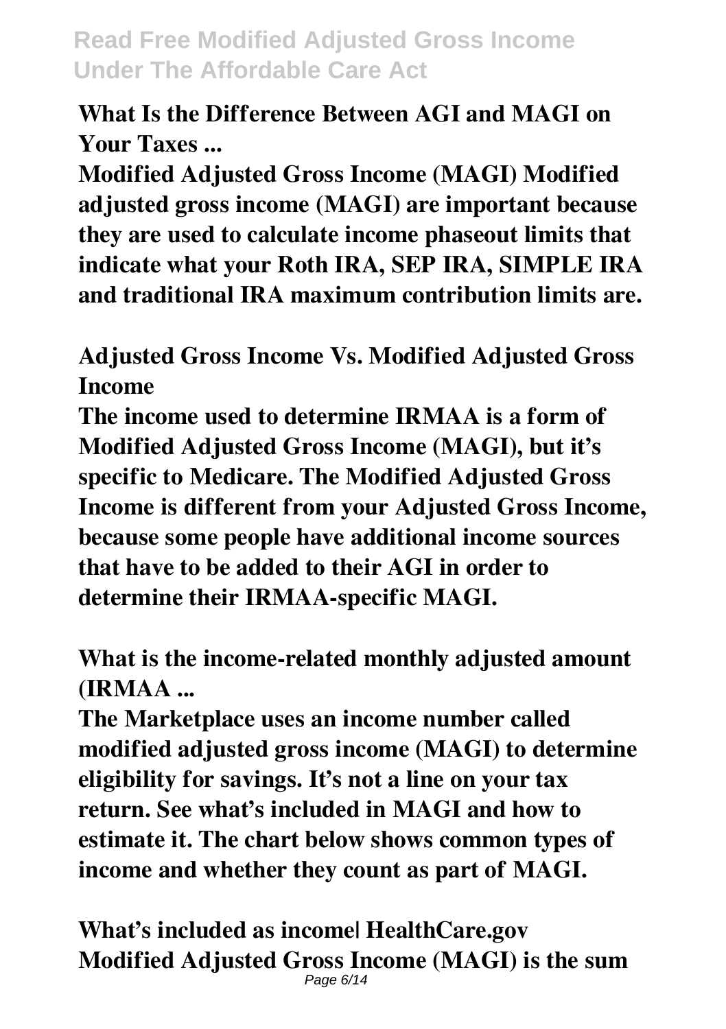**What Is the Difference Between AGI and MAGI on Your Taxes ...**

**Modified Adjusted Gross Income (MAGI) Modified adjusted gross income (MAGI) are important because they are used to calculate income phaseout limits that indicate what your Roth IRA, SEP IRA, SIMPLE IRA and traditional IRA maximum contribution limits are.**

**Adjusted Gross Income Vs. Modified Adjusted Gross Income**

**The income used to determine IRMAA is a form of Modified Adjusted Gross Income (MAGI), but it's specific to Medicare. The Modified Adjusted Gross Income is different from your Adjusted Gross Income, because some people have additional income sources that have to be added to their AGI in order to determine their IRMAA-specific MAGI.**

**What is the income-related monthly adjusted amount (IRMAA ...**

**The Marketplace uses an income number called modified adjusted gross income (MAGI) to determine eligibility for savings. It's not a line on your tax return. See what's included in MAGI and how to estimate it. The chart below shows common types of income and whether they count as part of MAGI.**

**What's included as income| HealthCare.gov**

**Modified Adjusted Gross Income (MAGI) is the sum**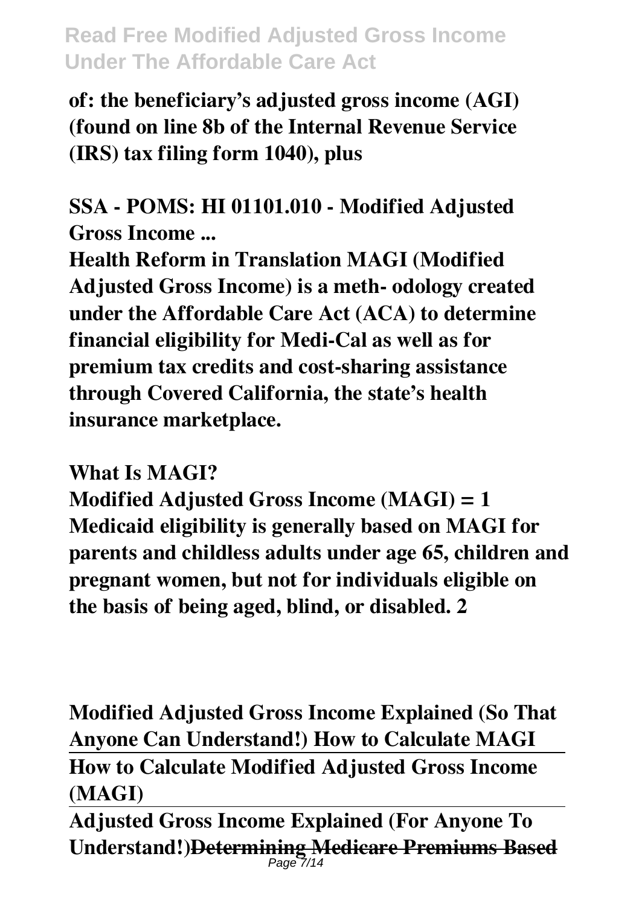**of: the beneficiary's adjusted gross income (AGI) (found on line 8b of the Internal Revenue Service (IRS) tax filing form 1040), plus**

**SSA - POMS: HI 01101.010 - Modified Adjusted Gross Income ...**

**Health Reform in Translation MAGI (Modified Adjusted Gross Income) is a meth- odology created under the Affordable Care Act (ACA) to determine financial eligibility for Medi-Cal as well as for premium tax credits and cost-sharing assistance through Covered California, the state's health insurance marketplace.**

**What Is MAGI?**

**Modified Adjusted Gross Income (MAGI) = 1 Medicaid eligibility is generally based on MAGI for parents and childless adults under age 65, children and pregnant women, but not for individuals eligible on the basis of being aged, blind, or disabled. 2**

**Modified Adjusted Gross Income Explained (So That Anyone Can Understand!) How to Calculate MAGI**

**How to Calculate Modified Adjusted Gross Income (MAGI)**

**Adjusted Gross Income Explained (For Anyone To Understand!)~~Determining Medicare Premiums Based~~**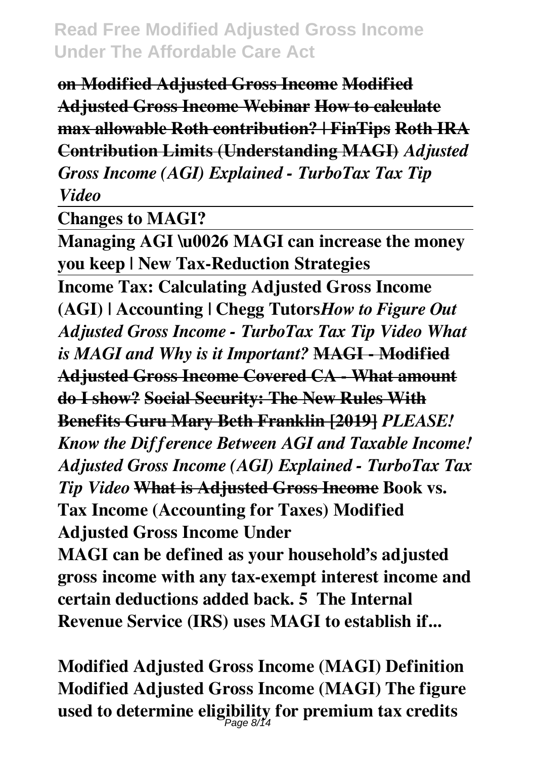**on Modified Adjusted Gross Income Modified Adjusted Gross Income Webinar How to calculate max allowable Roth contribution? | FinTips Roth IRA Contribution Limits (Understanding MAGI)** ***Adjusted Gross Income (AGI) Explained - TurboTax Tax Tip Video***

**Changes to MAGI?**

**Managing AGI \u0026 MAGI can increase the money you keep | New Tax-Reduction Strategies**

**Income Tax: Calculating Adjusted Gross Income (AGI) | Accounting | Chegg Tutors** ***How to Figure Out Adjusted Gross Income - TurboTax Tax Tip Video What is MAGI and Why is it Important?*** **MAGI - Modified Adjusted Gross Income Covered CA - What amount do I show? Social Security: The New Rules With Benefits Guru Mary Beth Franklin [2019]** ***PLEASE! Know the Difference Between AGI and Taxable Income! Adjusted Gross Income (AGI) Explained - TurboTax Tax Tip Video*** **What is Adjusted Gross Income Book vs. Tax Income (Accounting for Taxes) Modified Adjusted Gross Income Under**

**MAGI can be defined as your household's adjusted gross income with any tax-exempt interest income and certain deductions added back. 5 The Internal Revenue Service (IRS) uses MAGI to establish if...**

**Modified Adjusted Gross Income (MAGI) Definition**

**Modified Adjusted Gross Income (MAGI) The figure used to determine eligibility for premium tax credits**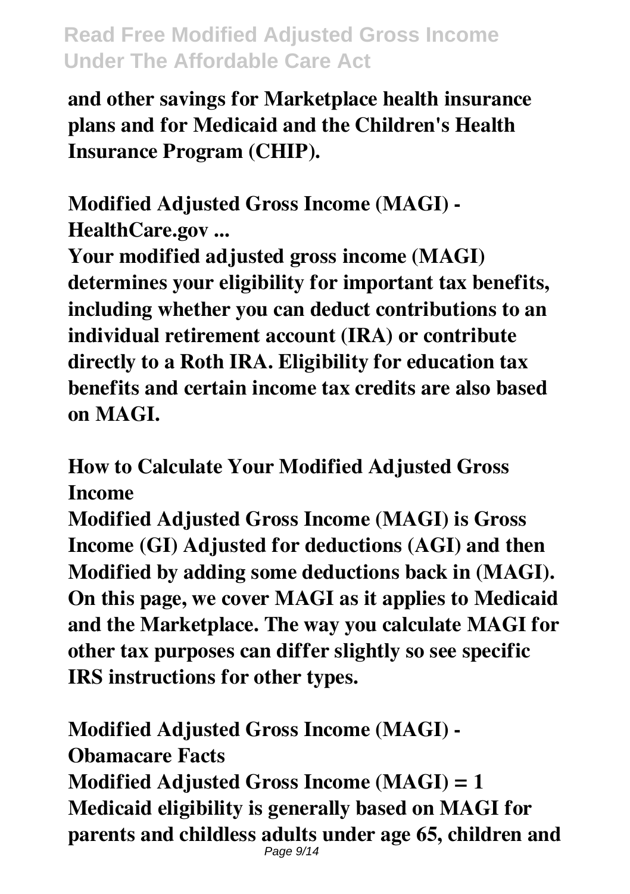**and other savings for Marketplace health insurance plans and for Medicaid and the Children's Health Insurance Program (CHIP).**

**Modified Adjusted Gross Income (MAGI) - HealthCare.gov ...**

**Your modified adjusted gross income (MAGI) determines your eligibility for important tax benefits, including whether you can deduct contributions to an individual retirement account (IRA) or contribute directly to a Roth IRA. Eligibility for education tax benefits and certain income tax credits are also based on MAGI.**

**How to Calculate Your Modified Adjusted Gross Income**

**Modified Adjusted Gross Income (MAGI) is Gross Income (GI) Adjusted for deductions (AGI) and then Modified by adding some deductions back in (MAGI). On this page, we cover MAGI as it applies to Medicaid and the Marketplace. The way you calculate MAGI for other tax purposes can differ slightly so see specific IRS instructions for other types.**

**Modified Adjusted Gross Income (MAGI) - Obamacare Facts**

**Modified Adjusted Gross Income (MAGI) = 1 Medicaid eligibility is generally based on MAGI for parents and childless adults under age 65, children and**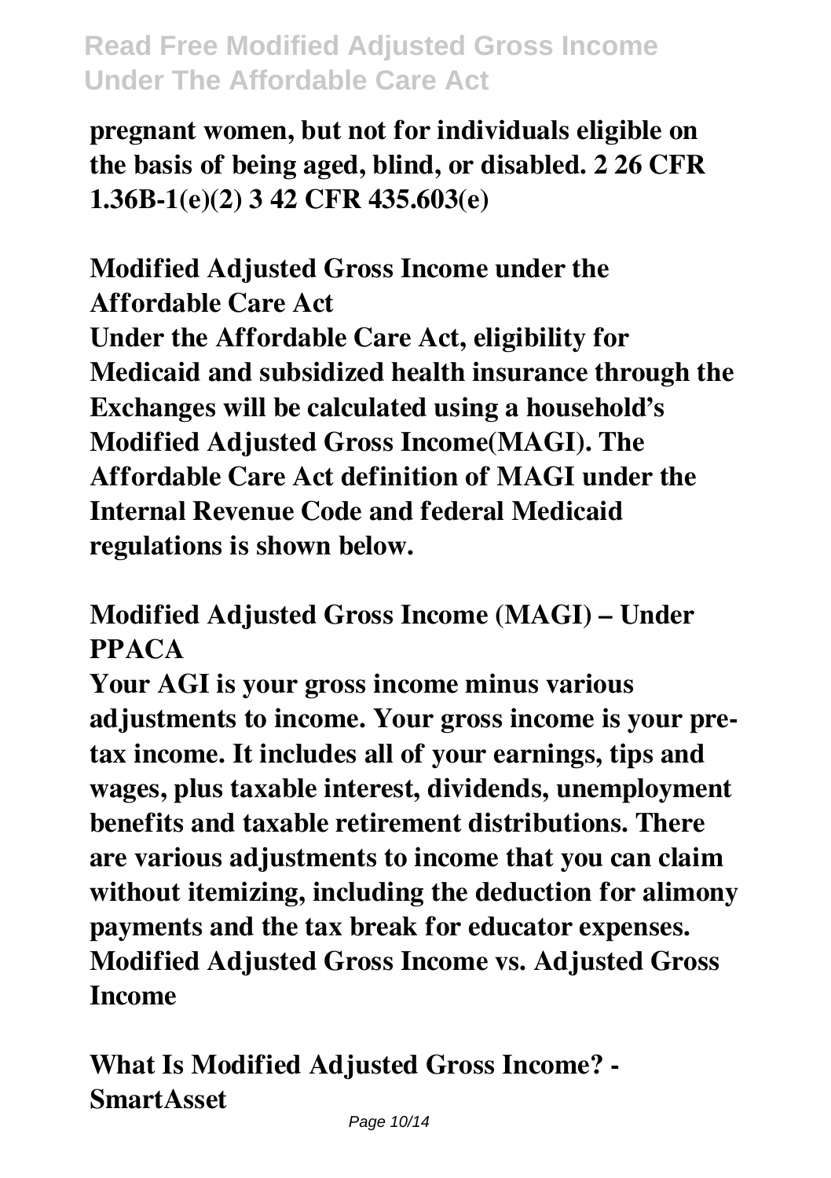pregnant women, but not for individuals eligible on the basis of being aged, blind, or disabled. 2 26 CFR 1.36B-1(e)(2) 3 42 CFR 435.603(e)

## Modified Adjusted Gross Income under the Affordable Care Act

Under the Affordable Care Act, eligibility for Medicaid and subsidized health insurance through the Exchanges will be calculated using a household's Modified Adjusted Gross Income(MAGI). The Affordable Care Act definition of MAGI under the Internal Revenue Code and federal Medicaid regulations is shown below.

## Modified Adjusted Gross Income (MAGI) – Under PPACA

Your AGI is your gross income minus various adjustments to income. Your gross income is your pre-tax income. It includes all of your earnings, tips and wages, plus taxable interest, dividends, unemployment benefits and taxable retirement distributions. There are various adjustments to income that you can claim without itemizing, including the deduction for alimony payments and the tax break for educator expenses. Modified Adjusted Gross Income vs. Adjusted Gross Income

## What Is Modified Adjusted Gross Income? - SmartAsset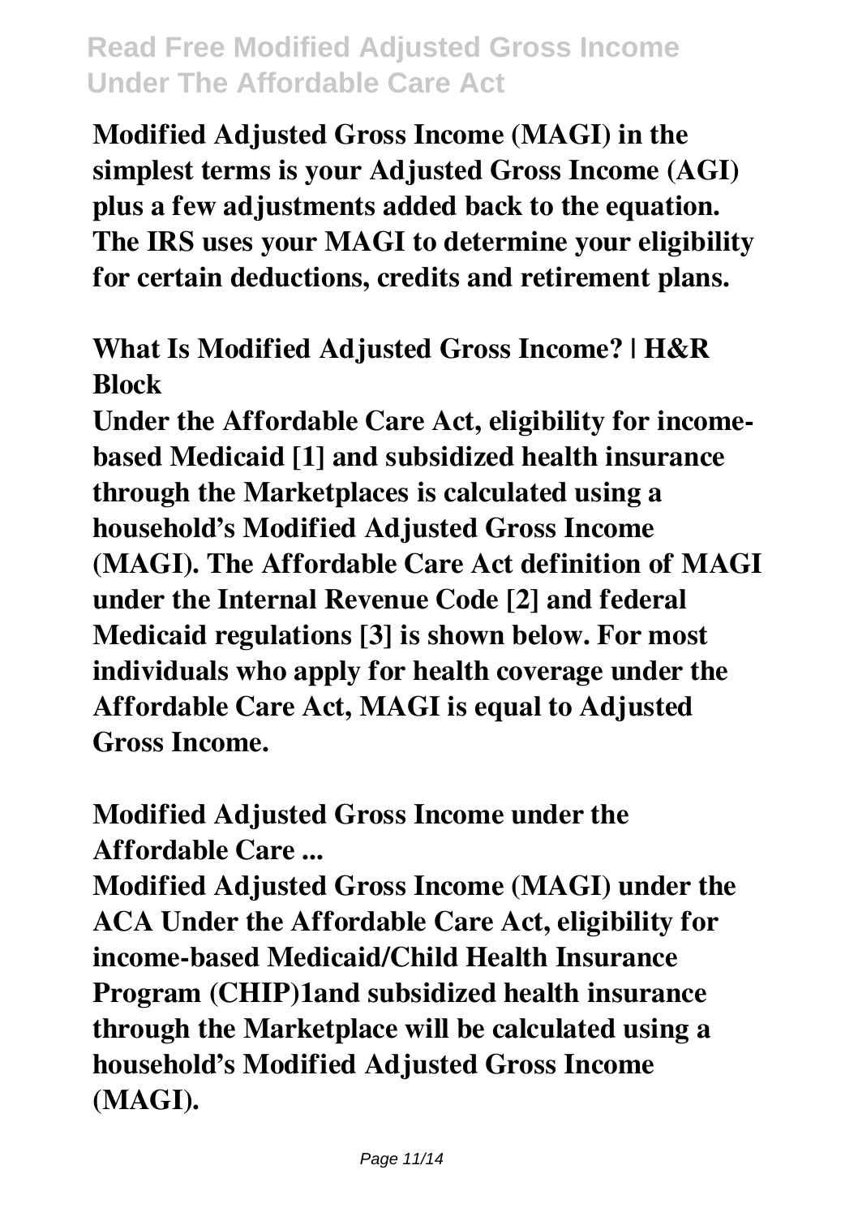**Modified Adjusted Gross Income (MAGI) in the simplest terms is your Adjusted Gross Income (AGI) plus a few adjustments added back to the equation. The IRS uses your MAGI to determine your eligibility for certain deductions, credits and retirement plans.**

**What Is Modified Adjusted Gross Income? | H&R Block**

**Under the Affordable Care Act, eligibility for income-based Medicaid [1] and subsidized health insurance through the Marketplaces is calculated using a household's Modified Adjusted Gross Income (MAGI). The Affordable Care Act definition of MAGI under the Internal Revenue Code [2] and federal Medicaid regulations [3] is shown below. For most individuals who apply for health coverage under the Affordable Care Act, MAGI is equal to Adjusted Gross Income.**

**Modified Adjusted Gross Income under the Affordable Care ...**

**Modified Adjusted Gross Income (MAGI) under the ACA Under the Affordable Care Act, eligibility for income-based Medicaid/Child Health Insurance Program (CHIP)1and subsidized health insurance through the Marketplace will be calculated using a household's Modified Adjusted Gross Income (MAGI).**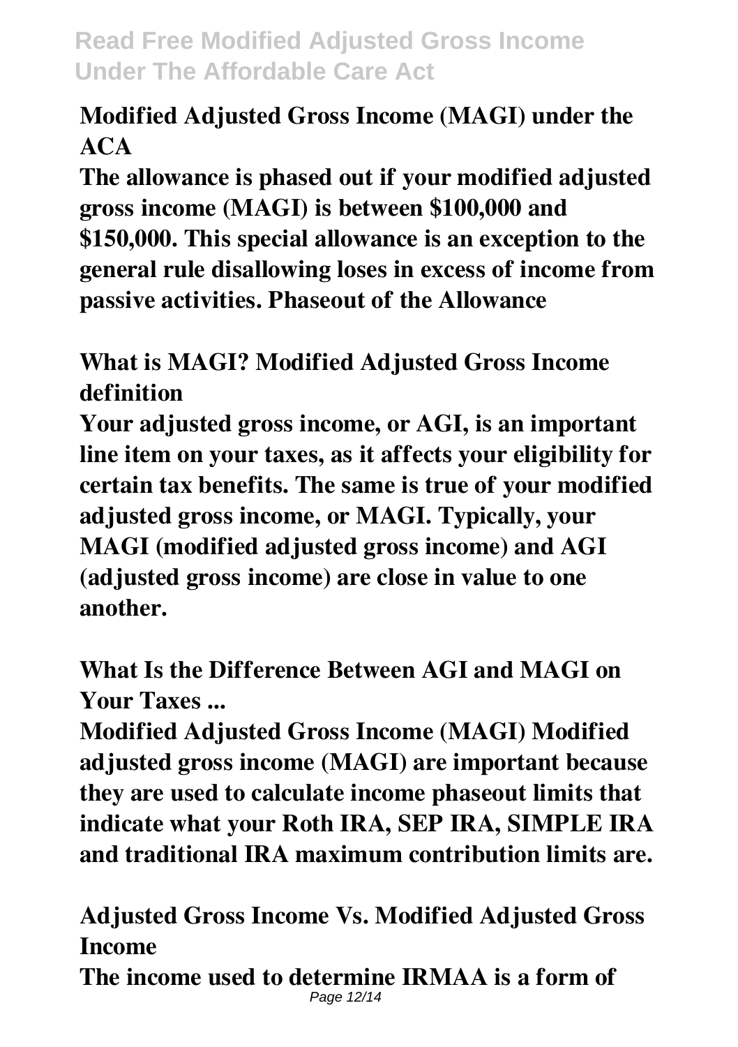**Modified Adjusted Gross Income (MAGI) under the ACA**

**The allowance is phased out if your modified adjusted gross income (MAGI) is between $100,000 and $150,000. This special allowance is an exception to the general rule disallowing loses in excess of income from passive activities. Phaseout of the Allowance**

**What is MAGI? Modified Adjusted Gross Income definition**

**Your adjusted gross income, or AGI, is an important line item on your taxes, as it affects your eligibility for certain tax benefits. The same is true of your modified adjusted gross income, or MAGI. Typically, your MAGI (modified adjusted gross income) and AGI (adjusted gross income) are close in value to one another.**

**What Is the Difference Between AGI and MAGI on Your Taxes ...**

**Modified Adjusted Gross Income (MAGI) Modified adjusted gross income (MAGI) are important because they are used to calculate income phaseout limits that indicate what your Roth IRA, SEP IRA, SIMPLE IRA and traditional IRA maximum contribution limits are.**

**Adjusted Gross Income Vs. Modified Adjusted Gross Income**

**The income used to determine IRMAA is a form of**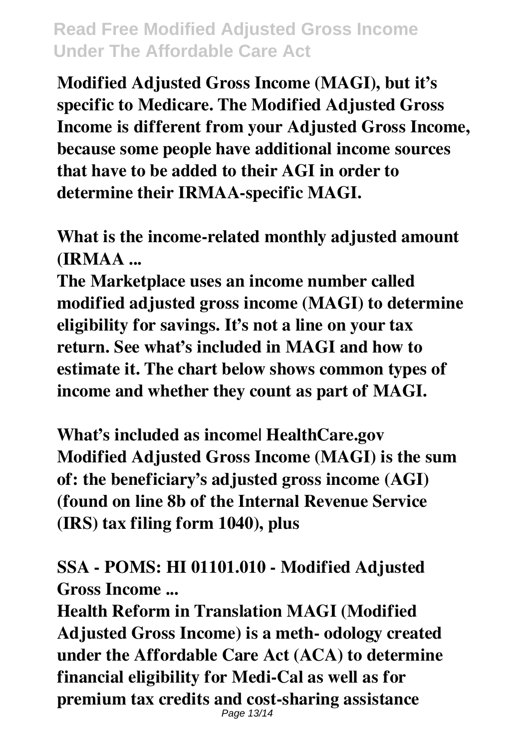**Modified Adjusted Gross Income (MAGI), but it's specific to Medicare. The Modified Adjusted Gross Income is different from your Adjusted Gross Income, because some people have additional income sources that have to be added to their AGI in order to determine their IRMAA-specific MAGI.**

**What is the income-related monthly adjusted amount (IRMAA ...**

**The Marketplace uses an income number called modified adjusted gross income (MAGI) to determine eligibility for savings. It's not a line on your tax return. See what's included in MAGI and how to estimate it. The chart below shows common types of income and whether they count as part of MAGI.**

**What's included as income| HealthCare.gov**

**Modified Adjusted Gross Income (MAGI) is the sum of: the beneficiary's adjusted gross income (AGI) (found on line 8b of the Internal Revenue Service (IRS) tax filing form 1040), plus**

**SSA - POMS: HI 01101.010 - Modified Adjusted Gross Income ...**

**Health Reform in Translation MAGI (Modified Adjusted Gross Income) is a meth- odology created under the Affordable Care Act (ACA) to determine financial eligibility for Medi-Cal as well as for premium tax credits and cost-sharing assistance**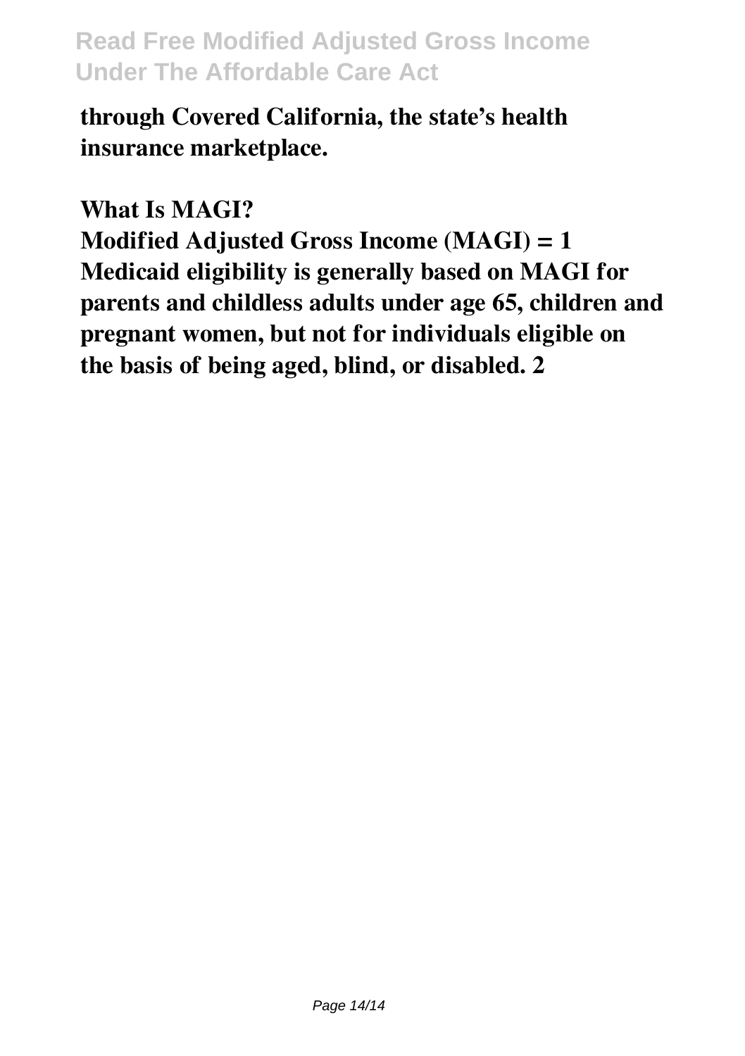**through Covered California, the state's health insurance marketplace.**

**What Is MAGI?**

**Modified Adjusted Gross Income (MAGI) = 1 Medicaid eligibility is generally based on MAGI for parents and childless adults under age 65, children and pregnant women, but not for individuals eligible on the basis of being aged, blind, or disabled. 2**